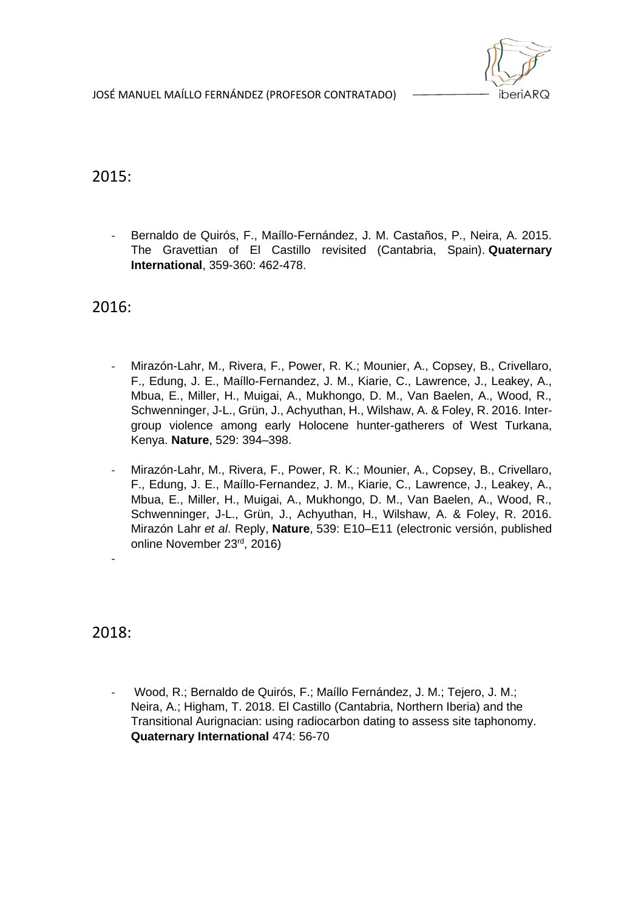## 2015:

- Bernaldo de Quirós, F., Maíllo-Fernández, J. M. Castaños, P., Neira, A. 2015. The Gravettian of El Castillo revisited (Cantabria, Spain). **Quaternary International**, 359-360: 462-478.

## 2016:

- Mirazón-Lahr, M., Rivera, F., Power, R. K.; Mounier, A., Copsey, B., Crivellaro, F., Edung, J. E., Maíllo-Fernandez, J. M., Kiarie, C., Lawrence, J., Leakey, A., Mbua, E., Miller, H., Muigai, A., Mukhongo, D. M., Van Baelen, A., Wood, R., Schwenninger, J-L., Grün, J., Achyuthan, H., Wilshaw, A. & Foley, R. 2016. Inter-group violence among early Holocene hunter-gatherers of West Turkana, Kenya. **Nature**, 529: 394–398.
- Mirazón-Lahr, M., Rivera, F., Power, R. K.; Mounier, A., Copsey, B., Crivellaro, F., Edung, J. E., Maíllo-Fernandez, J. M., Kiarie, C., Lawrence, J., Leakey, A., Mbua, E., Miller, H., Muigai, A., Mukhongo, D. M., Van Baelen, A., Wood, R., Schwenninger, J-L., Grün, J., Achyuthan, H., Wilshaw, A. & Foley, R. 2016. Mirazón Lahr *et al*. Reply, **Nature**, 539: E10–E11 (electronic versión, published online November 23rd, 2016)
-

## 2018:

- Wood, R.; Bernaldo de Quirós, F.; Maíllo Fernández, J. M.; Tejero, J. M.; Neira, A.; Higham, T. 2018. El Castillo (Cantabria, Northern Iberia) and the Transitional Aurignacian: using radiocarbon dating to assess site taphonomy. **Quaternary International** 474: 56-70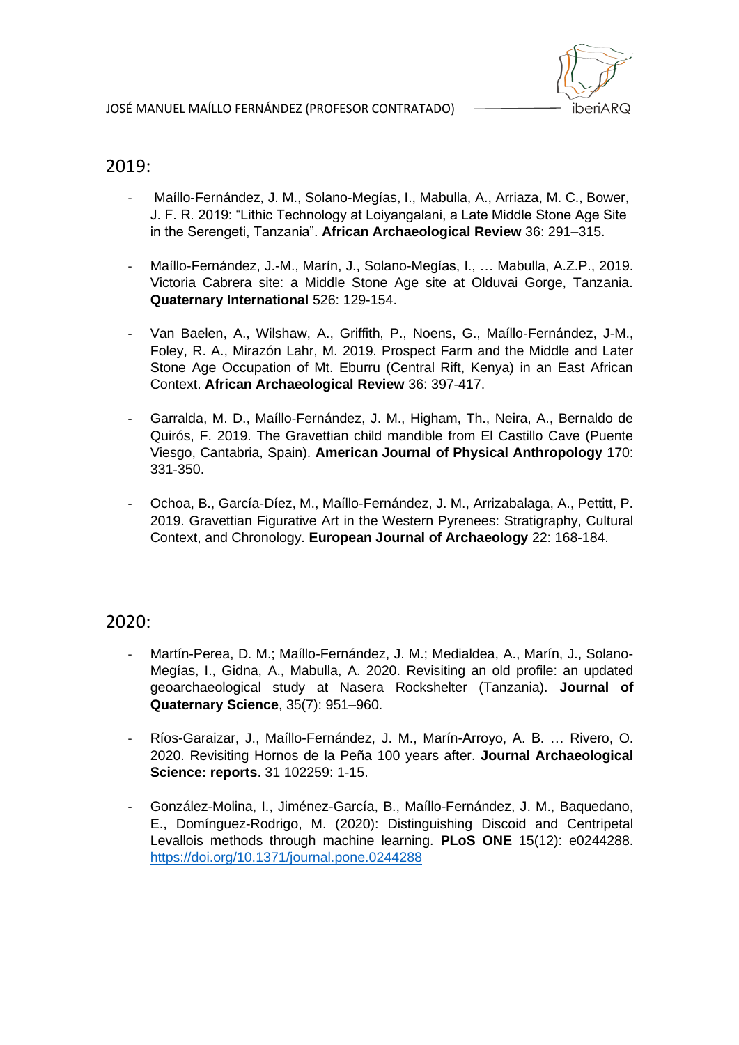## 2019:

- Maíllo-Fernández, J. M., Solano-Megías, I., Mabulla, A., Arriaza, M. C., Bower, J. F. R. 2019: “Lithic Technology at Loiyangalani, a Late Middle Stone Age Site in the Serengeti, Tanzania”. **African Archaeological Review** 36: 291–315.

- Maíllo-Fernández, J.-M., Marín, J., Solano-Megías, I., … Mabulla, A.Z.P., 2019. Victoria Cabrera site: a Middle Stone Age site at Olduvai Gorge, Tanzania. **Quaternary International** 526: 129-154.

- Van Baelen, A., Wilshaw, A., Griffith, P., Noens, G., Maíllo-Fernández, J-M., Foley, R. A., Mirazón Lahr, M. 2019. Prospect Farm and the Middle and Later Stone Age Occupation of Mt. Eburru (Central Rift, Kenya) in an East African Context. **African Archaeological Review** 36: 397-417.

- Garralda, M. D., Maíllo-Fernández, J. M., Higham, Th., Neira, A., Bernaldo de Quirós, F. 2019. The Gravettian child mandible from El Castillo Cave (Puente Viesgo, Cantabria, Spain). **American Journal of Physical Anthropology** 170: 331-350.

- Ochoa, B., García-Díez, M., Maíllo-Fernández, J. M., Arrizabalaga, A., Pettitt, P. 2019. Gravettian Figurative Art in the Western Pyrenees: Stratigraphy, Cultural Context, and Chronology. **European Journal of Archaeology** 22: 168-184.

## 2020:

- Martín-Perea, D. M.; Maíllo-Fernández, J. M.; Medialdea, A., Marín, J., Solano-Megías, I., Gidna, A., Mabulla, A. 2020. Revisiting an old profile: an updated geoarchaeological study at Nasera Rockshelter (Tanzania). **Journal of Quaternary Science**, 35(7): 951–960.

- Ríos-Garaizar, J., Maíllo-Fernández, J. M., Marín-Arroyo, A. B. … Rivero, O. 2020. Revisiting Hornos de la Peña 100 years after. **Journal Archaeological Science: reports**. 31 102259: 1-15.

- González-Molina, I., Jiménez-García, B., Maíllo-Fernández, J. M., Baquedano, E., Domínguez-Rodrigo, M. (2020): Distinguishing Discoid and Centripetal Levallois methods through machine learning. **PLoS ONE** 15(12): e0244288. https://doi.org/10.1371/journal.pone.0244288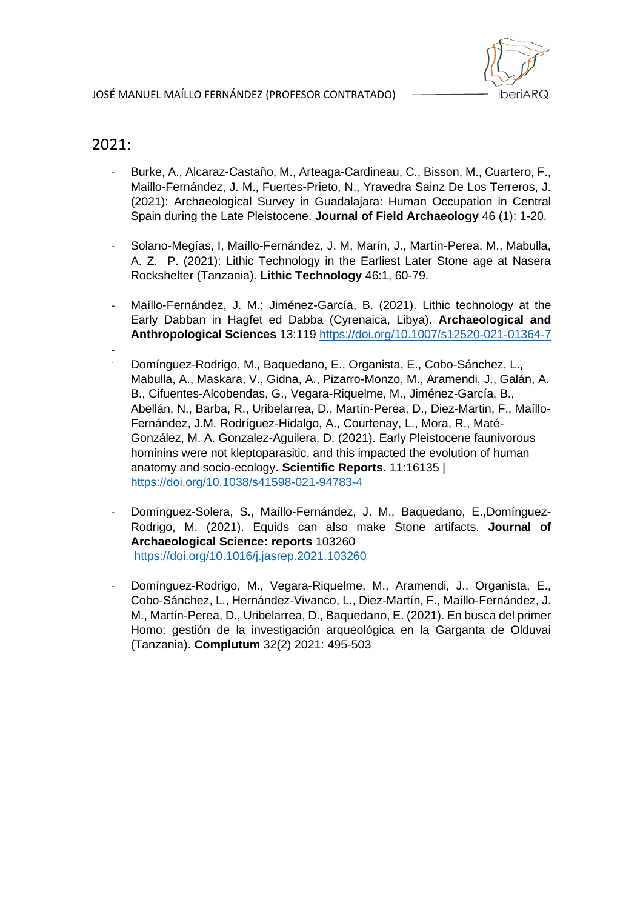## 2021:

- Burke, A., Alcaraz-Castaño, M., Arteaga-Cardineau, C., Bisson, M., Cuartero, F., Maillo-Fernández, J. M., Fuertes-Prieto, N., Yravedra Sainz De Los Terreros, J. (2021): Archaeological Survey in Guadalajara: Human Occupation in Central Spain during the Late Pleistocene. **Journal of Field Archaeology** 46 (1): 1-20.

- Solano-Megías, I, Maíllo-Fernández, J. M, Marín, J., Martín-Perea, M., Mabulla, A. Z. P. (2021): Lithic Technology in the Earliest Later Stone age at Nasera Rockshelter (Tanzania). **Lithic Technology** 46:1, 60-79.

- Maíllo-Fernández, J. M.; Jiménez-García, B. (2021). Lithic technology at the Early Dabban in Hagfet ed Dabba (Cyrenaica, Libya). **Archaeological and Anthropological Sciences** 13:119 https://doi.org/10.1007/s12520-021-01364-7

- Domínguez-Rodrigo, M., Baquedano, E., Organista, E., Cobo-Sánchez, L., Mabulla, A., Maskara, V., Gidna, A., Pizarro-Monzo, M., Aramendi, J., Galán, A. B., Cifuentes-Alcobendas, G., Vegara-Riquelme, M., Jiménez-García, B., Abellán, N., Barba, R., Uribelarrea, D., Martín-Perea, D., Diez-Martin, F., Maíllo-Fernández, J.M. Rodríguez-Hidalgo, A., Courtenay, L., Mora, R., Maté-González, M. A. Gonzalez-Aguilera, D. (2021). Early Pleistocene faunivorous hominins were not kleptoparasitic, and this impacted the evolution of human anatomy and socio-ecology. **Scientific Reports.** 11:16135 | https://doi.org/10.1038/s41598-021-94783-4

- Domínguez-Solera, S., Maíllo-Fernández, J. M., Baquedano, E.,Domínguez-Rodrigo, M. (2021). Equids can also make Stone artifacts. **Journal of Archaeological Science: reports** 103260 https://doi.org/10.1016/j.jasrep.2021.103260

- Domínguez-Rodrigo, M., Vegara-Riquelme, M., Aramendi, J., Organista, E., Cobo-Sánchez, L., Hernández-Vivanco, L., Diez-Martín, F., Maíllo-Fernández, J. M., Martín-Perea, D., Uribelarrea, D., Baquedano, E. (2021). En busca del primer Homo: gestión de la investigación arqueológica en la Garganta de Olduvai (Tanzania). **Complutum** 32(2) 2021: 495-503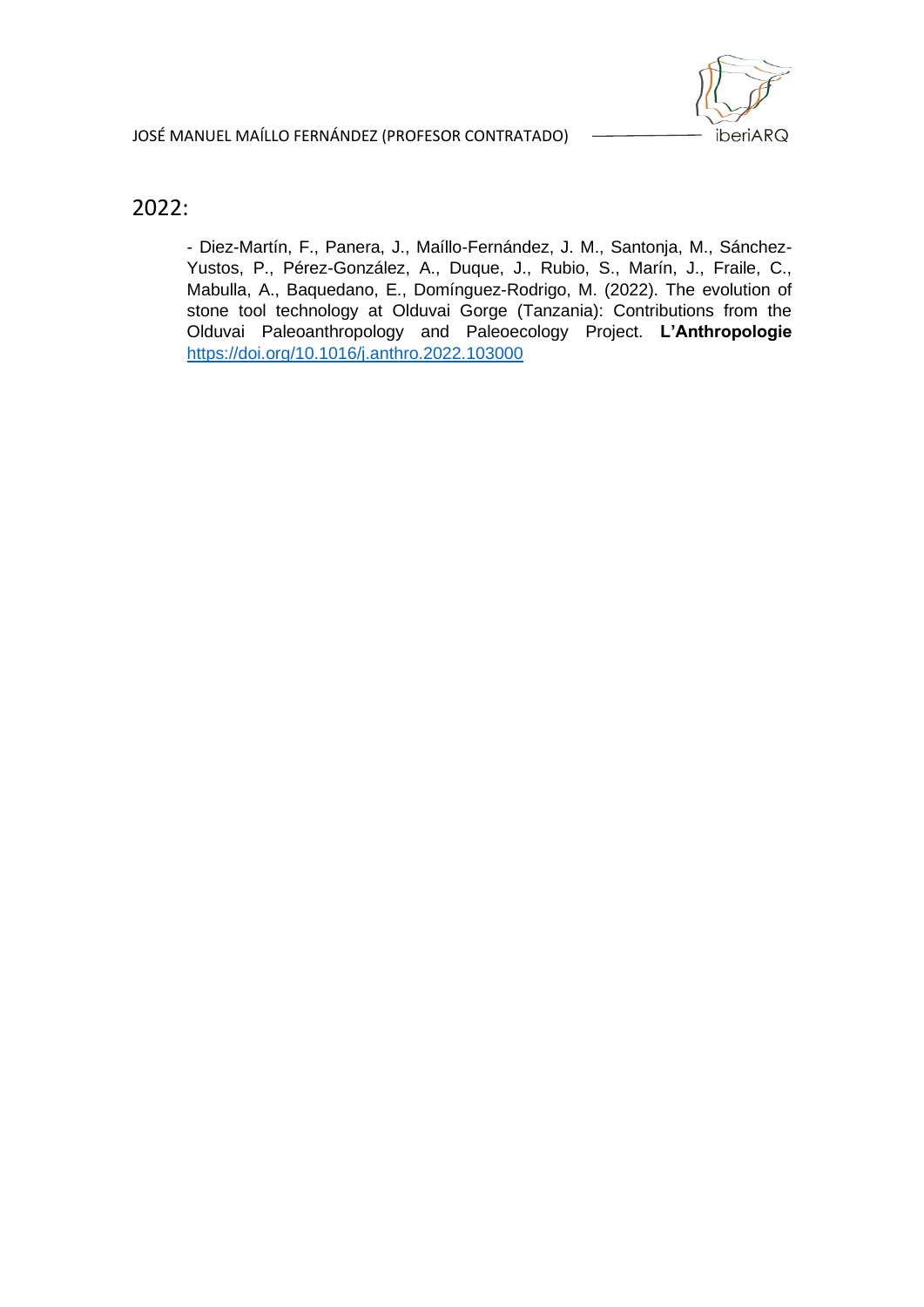## 2022:

- Diez-Martín, F., Panera, J., Maíllo-Fernández, J. M., Santonja, M., Sánchez-Yustos, P., Pérez-González, A., Duque, J., Rubio, S., Marín, J., Fraile, C., Mabulla, A., Baquedano, E., Domínguez-Rodrigo, M. (2022). The evolution of stone tool technology at Olduvai Gorge (Tanzania): Contributions from the Olduvai Paleoanthropology and Paleoecology Project. **L'Anthropologie** https://doi.org/10.1016/j.anthro.2022.103000